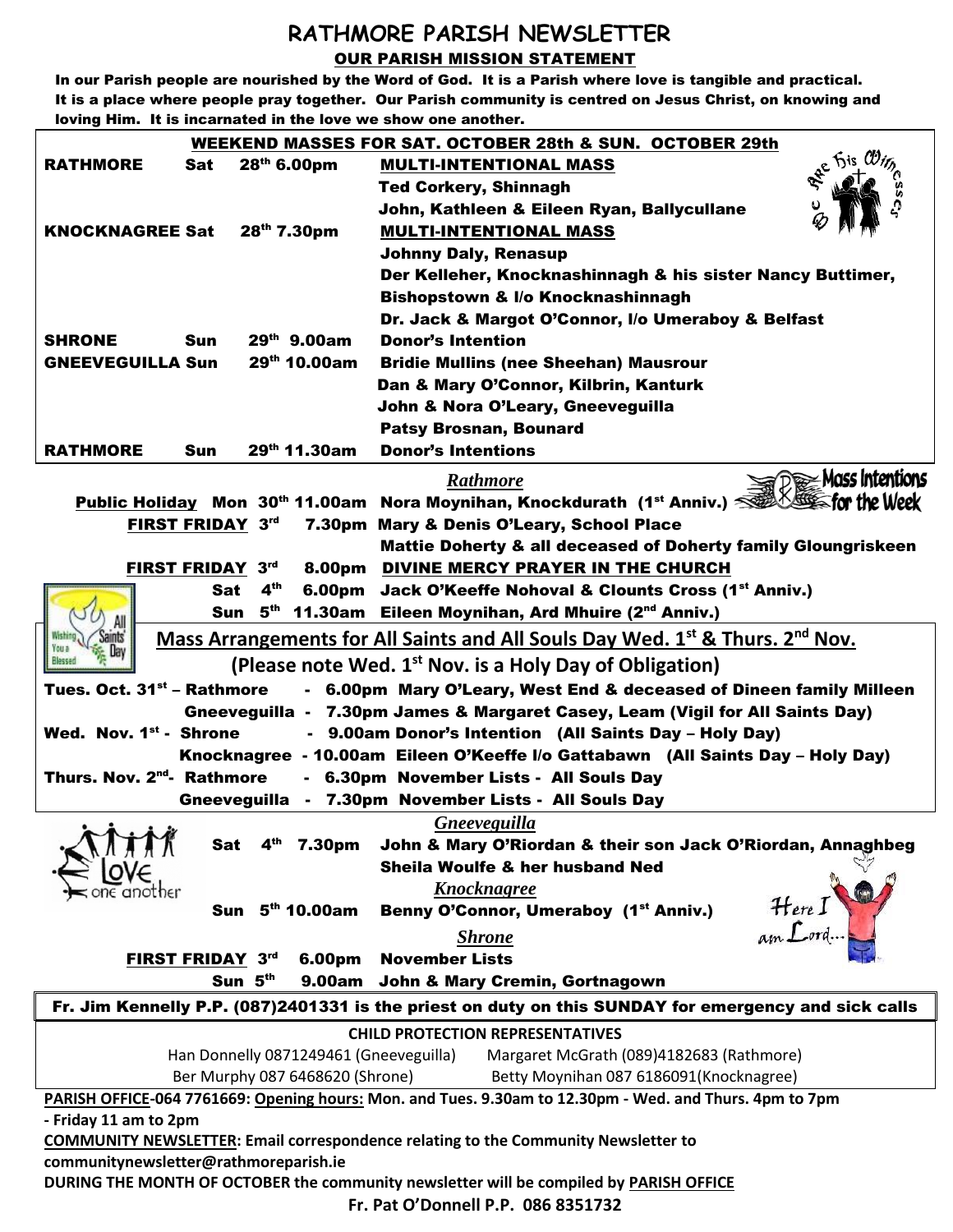# RATHMORE PARISH NEWSLETTER

## OUR PARISH MISSION STATEMENT

**In our Parish people are nourished by the Word of God. It is a Parish where love is tangible and practical. It is a place where people pray together. Our Parish community is centred on Jesus Christ, on knowing and loving Him. It is incarnated in the love we show one another.**

## WEEKEND MASSES FOR SAT. OCTOBER 28th & SUN. OCTOBER 29th

| | | | |
|---|---|---|---|
| **RATHMORE** | **Sat** | **28th 6.00pm** | **MULTI-INTENTIONAL MASS** |
| | | | **Ted Corkery, Shinnagh** |
| | | | **John, Kathleen & Eileen Ryan, Ballycullane** |
| **KNOCKNAGREE** | **Sat** | **28th 7.30pm** | **MULTI-INTENTIONAL MASS** |
| | | | **Johnny Daly, Renasup** |
| | | | **Der Kelleher, Knocknashinnagh & his sister Nancy Buttimer, Bishopstown & l/o Knocknashinnagh** |
| | | | **Dr. Jack & Margot O'Connor, l/o Umeraboy & Belfast** |
| **SHRONE** | **Sun** | **29th 9.00am** | **Donor's Intention** |
| **GNEEVEGUILLA** | **Sun** | **29th 10.00am** | **Bridie Mullins (nee Sheehan) Mausrour** |
| | | | **Dan & Mary O'Connor, Kilbrin, Kanturk** |
| | | | **John & Nora O'Leary, Gneeveguilla** |
| | | | **Patsy Brosnan, Bounard** |
| **RATHMORE** | **Sun** | **29th 11.30am** | **Donor's Intentions** |

## Mass Intentions for the Week

***Rathmore***

- **Public Holiday Mon 30th 11.00am** Nora Moynihan, Knockdurath (1st Anniv.)
- **FIRST FRIDAY 3rd 7.30pm** Mary & Denis O'Leary, School Place; Mattie Doherty & all deceased of Doherty family Gloungriskeen
- **FIRST FRIDAY 3rd 8.00pm** DIVINE MERCY PRAYER IN THE CHURCH
- **Sat 4th 6.00pm** Jack O'Keeffe Nohoval & Clounts Cross (1st Anniv.)
- **Sun 5th 11.30am** Eileen Moynihan, Ard Mhuire (2nd Anniv.)

## Mass Arrangements for All Saints and All Souls Day Wed. 1st & Thurs. 2nd Nov.

**(Please note Wed. 1st Nov. is a Holy Day of Obligation)**

- **Tues. Oct. 31st – Rathmore** - 6.00pm Mary O'Leary, West End & deceased of Dineen family Milleen
- **Gneeveguilla** - 7.30pm James & Margaret Casey, Leam (Vigil for All Saints Day)
- **Wed. Nov. 1st - Shrone** - 9.00am Donor's Intention (All Saints Day – Holy Day)
- **Knocknagree** - 10.00am Eileen O'Keeffe l/o Gattabawn (All Saints Day – Holy Day)
- **Thurs. Nov. 2nd - Rathmore** - 6.30pm November Lists - All Souls Day
- **Gneeveguilla** - 7.30pm November Lists - All Souls Day

***Gneeveguilla***

- **Sat 4th 7.30pm** John & Mary O'Riordan & their son Jack O'Riordan, Annaghbeg; Sheila Woulfe & her husband Ned

***Knocknagree***

- **Sun 5th 10.00am** Benny O'Connor, Umeraboy (1st Anniv.)

***Shrone***

- **FIRST FRIDAY 3rd 6.00pm** November Lists
- **Sun 5th 9.00am** John & Mary Cremin, Gortnagown

**Fr. Jim Kennelly P.P. (087)2401331 is the priest on duty on this SUNDAY for emergency and sick calls**

### CHILD PROTECTION REPRESENTATIVES

Han Donnelly 0871249461 (Gneeveguilla) — Margaret McGrath (089)4182683 (Rathmore)
Ber Murphy 087 6468620 (Shrone) — Betty Moynihan 087 6186091(Knocknagree)

**PARISH OFFICE-064 7761669: Opening hours: Mon. and Tues. 9.30am to 12.30pm - Wed. and Thurs. 4pm to 7pm - Friday 11 am to 2pm**

**COMMUNITY NEWSLETTER: Email correspondence relating to the Community Newsletter to communitynewsletter@rathmoreparish.ie**

**DURING THE MONTH OF OCTOBER the community newsletter will be compiled by PARISH OFFICE**

**Fr. Pat O'Donnell P.P. 086 8351732**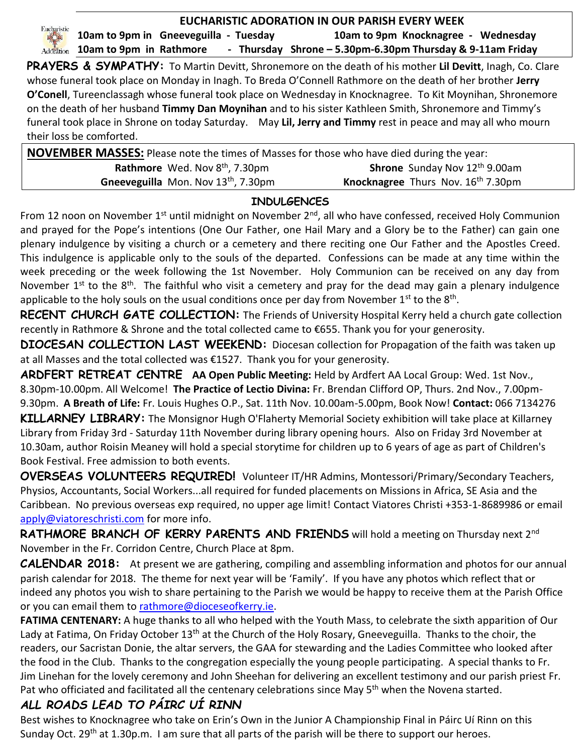## EUCHARISTIC ADORATION IN OUR PARISH EVERY WEEK

Eucharistic Adoration

**10am to 9pm in Gneeveguilla - Tuesday** **10am to 9pm Knocknagree - Wednesday**
**10am to 9pm in Rathmore - Thursday** **Shrone – 5.30pm-6.30pm Thursday & 9-11am Friday**

**PRAYERS & SYMPATHY:** To Martin Devitt, Shronemore on the death of his mother **Lil Devitt**, Inagh, Co. Clare whose funeral took place on Monday in Inagh. To Breda O'Connell Rathmore on the death of her brother **Jerry O'Conell**, Tureenclassagh whose funeral took place on Wednesday in Knocknagree. To Kit Moynihan, Shronemore on the death of her husband **Timmy Dan Moynihan** and to his sister Kathleen Smith, Shronemore and Timmy's funeral took place in Shrone on today Saturday. May **Lil, Jerry and Timmy** rest in peace and may all who mourn their loss be comforted.

**NOVEMBER MASSES:** Please note the times of Masses for those who have died during the year:

| | |
|---|---|
| **Rathmore** Wed. Nov 8th, 7.30pm | **Shrone** Sunday Nov 12th 9.00am |
| **Gneeveguilla** Mon. Nov 13th, 7.30pm | **Knocknagree** Thurs Nov. 16th 7.30pm |

## INDULGENCES

From 12 noon on November 1st until midnight on November 2nd, all who have confessed, received Holy Communion and prayed for the Pope's intentions (One Our Father, one Hail Mary and a Glory be to the Father) can gain one plenary indulgence by visiting a church or a cemetery and there reciting one Our Father and the Apostles Creed. This indulgence is applicable only to the souls of the departed. Confessions can be made at any time within the week preceding or the week following the 1st November. Holy Communion can be received on any day from November 1st to the 8th. The faithful who visit a cemetery and pray for the dead may gain a plenary indulgence applicable to the holy souls on the usual conditions once per day from November 1st to the 8th.

**RECENT CHURCH GATE COLLECTION:** The Friends of University Hospital Kerry held a church gate collection recently in Rathmore & Shrone and the total collected came to €655. Thank you for your generosity.

**DIOCESAN COLLECTION LAST WEEKEND:** Diocesan collection for Propagation of the faith was taken up at all Masses and the total collected was €1527. Thank you for your generosity.

**ARDFERT RETREAT CENTRE** **AA Open Public Meeting:** Held by Ardfert AA Local Group: Wed. 1st Nov., 8.30pm-10.00pm. All Welcome! **The Practice of Lectio Divina:** Fr. Brendan Clifford OP, Thurs. 2nd Nov., 7.00pm-9.30pm. **A Breath of Life:** Fr. Louis Hughes O.P., Sat. 11th Nov. 10.00am-5.00pm, Book Now! **Contact:** 066 7134276

**KILLARNEY LIBRARY:** The Monsignor Hugh O'Flaherty Memorial Society exhibition will take place at Killarney Library from Friday 3rd - Saturday 11th November during library opening hours. Also on Friday 3rd November at 10.30am, author Roisin Meaney will hold a special storytime for children up to 6 years of age as part of Children's Book Festival. Free admission to both events.

**OVERSEAS VOLUNTEERS REQUIRED!** Volunteer IT/HR Admins, Montessori/Primary/Secondary Teachers, Physios, Accountants, Social Workers...all required for funded placements on Missions in Africa, SE Asia and the Caribbean. No previous overseas exp required, no upper age limit! Contact Viatores Christi +353-1-8689986 or email apply@viatoreschristi.com for more info.

**RATHMORE BRANCH OF KERRY PARENTS AND FRIENDS** will hold a meeting on Thursday next 2nd November in the Fr. Corridon Centre, Church Place at 8pm.

**CALENDAR 2018:** At present we are gathering, compiling and assembling information and photos for our annual parish calendar for 2018. The theme for next year will be 'Family'. If you have any photos which reflect that or indeed any photos you wish to share pertaining to the Parish we would be happy to receive them at the Parish Office or you can email them to rathmore@dioceseofkerry.ie.

**FATIMA CENTENARY:** A huge thanks to all who helped with the Youth Mass, to celebrate the sixth apparition of Our Lady at Fatima, On Friday October 13th at the Church of the Holy Rosary, Gneeveguilla. Thanks to the choir, the readers, our Sacristan Donie, the altar servers, the GAA for stewarding and the Ladies Committee who looked after the food in the Club. Thanks to the congregation especially the young people participating. A special thanks to Fr. Jim Linehan for the lovely ceremony and John Sheehan for delivering an excellent testimony and our parish priest Fr. Pat who officiated and facilitated all the centenary celebrations since May 5th when the Novena started.

## *ALL ROADS LEAD TO PÁIRC UÍ RINN*

Best wishes to Knocknagree who take on Erin's Own in the Junior A Championship Final in Páirc Uí Rinn on this Sunday Oct. 29th at 1.30p.m. I am sure that all parts of the parish will be there to support our heroes.